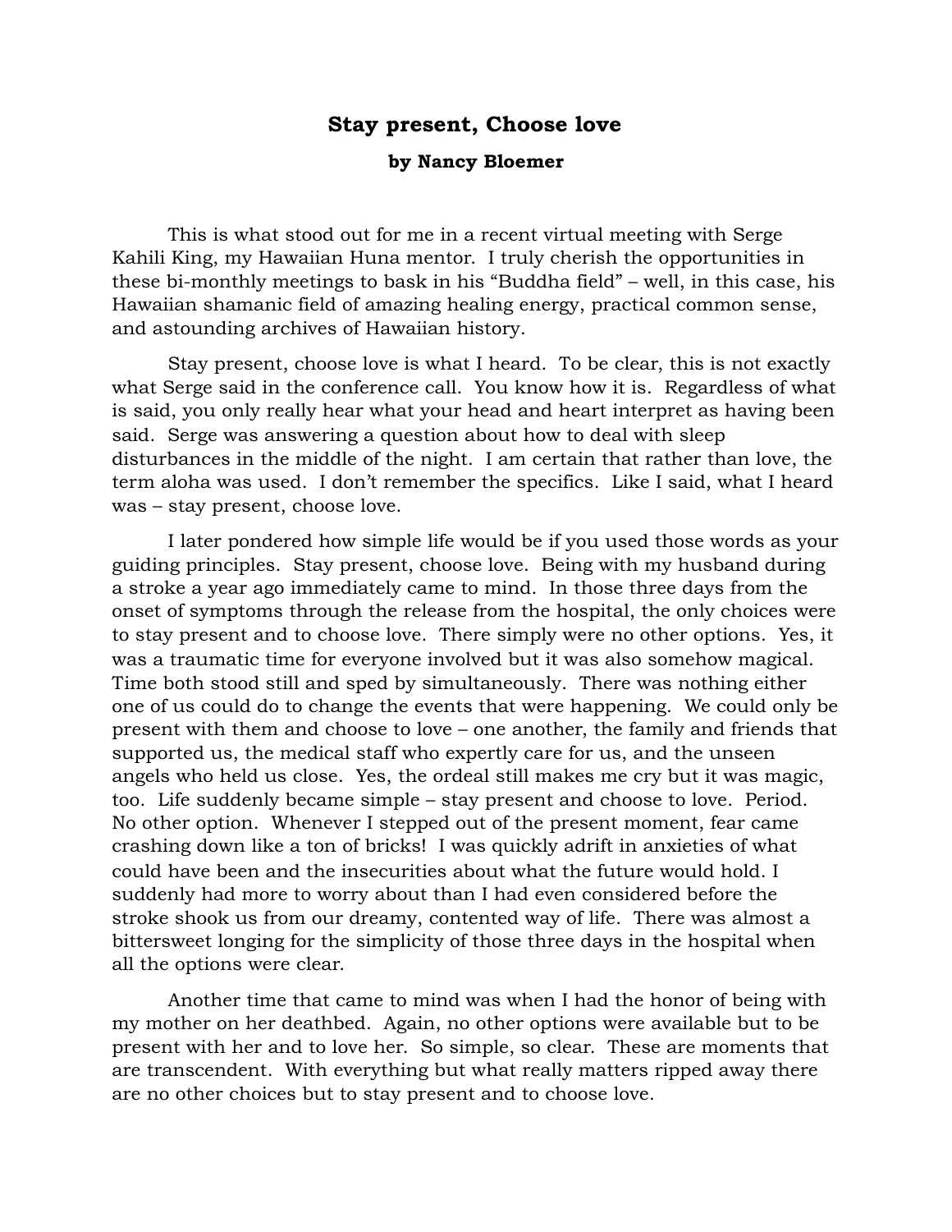# Stay present, Choose love

**by Nancy Bloemer**

This is what stood out for me in a recent virtual meeting with Serge Kahili King, my Hawaiian Huna mentor. I truly cherish the opportunities in these bi-monthly meetings to bask in his "Buddha field" – well, in this case, his Hawaiian shamanic field of amazing healing energy, practical common sense, and astounding archives of Hawaiian history.

Stay present, choose love is what I heard. To be clear, this is not exactly what Serge said in the conference call. You know how it is. Regardless of what is said, you only really hear what your head and heart interpret as having been said. Serge was answering a question about how to deal with sleep disturbances in the middle of the night. I am certain that rather than love, the term aloha was used. I don't remember the specifics. Like I said, what I heard was – stay present, choose love.

I later pondered how simple life would be if you used those words as your guiding principles. Stay present, choose love. Being with my husband during a stroke a year ago immediately came to mind. In those three days from the onset of symptoms through the release from the hospital, the only choices were to stay present and to choose love. There simply were no other options. Yes, it was a traumatic time for everyone involved but it was also somehow magical. Time both stood still and sped by simultaneously. There was nothing either one of us could do to change the events that were happening. We could only be present with them and choose to love – one another, the family and friends that supported us, the medical staff who expertly care for us, and the unseen angels who held us close. Yes, the ordeal still makes me cry but it was magic, too. Life suddenly became simple – stay present and choose to love. Period. No other option. Whenever I stepped out of the present moment, fear came crashing down like a ton of bricks! I was quickly adrift in anxieties of what could have been and the insecurities about what the future would hold. I suddenly had more to worry about than I had even considered before the stroke shook us from our dreamy, contented way of life. There was almost a bittersweet longing for the simplicity of those three days in the hospital when all the options were clear.

Another time that came to mind was when I had the honor of being with my mother on her deathbed. Again, no other options were available but to be present with her and to love her. So simple, so clear. These are moments that are transcendent. With everything but what really matters ripped away there are no other choices but to stay present and to choose love.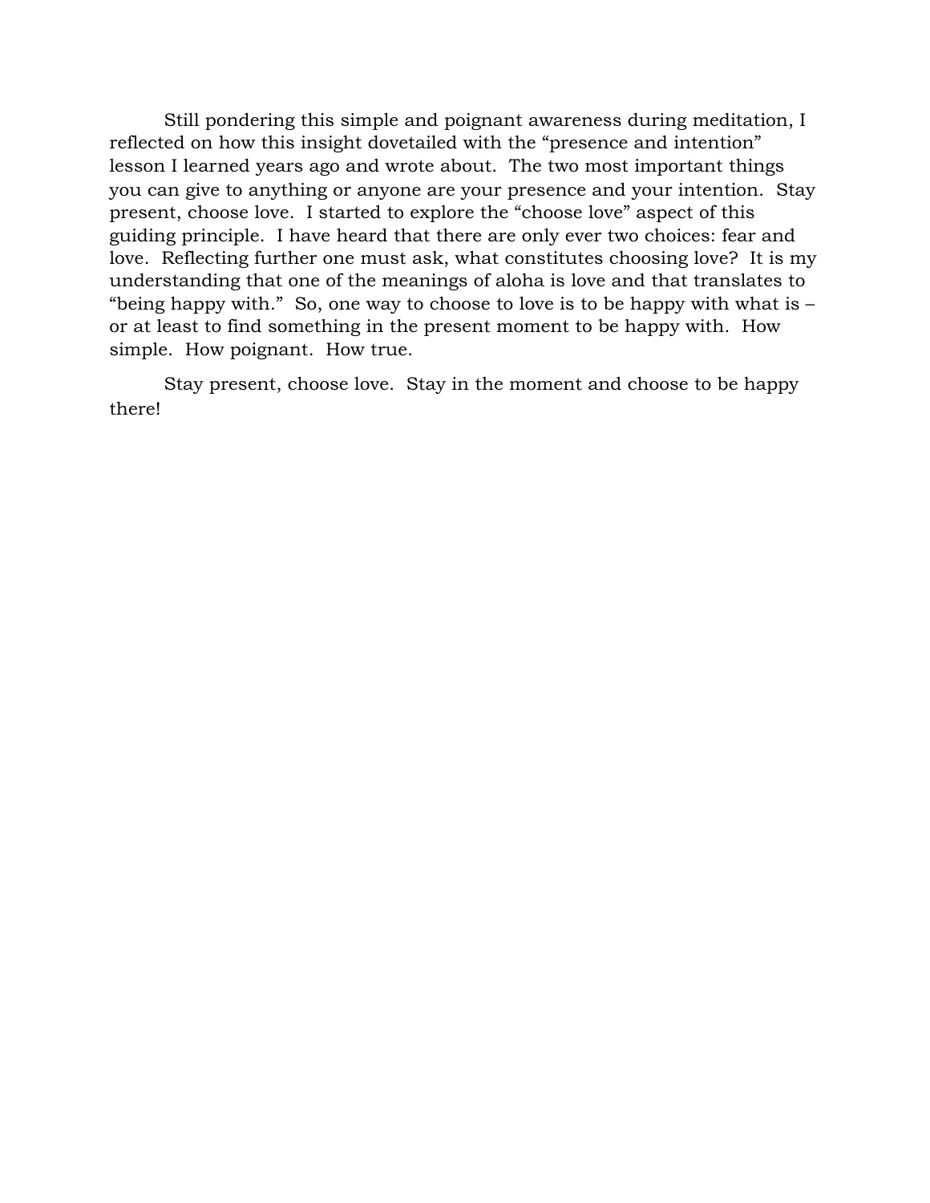Still pondering this simple and poignant awareness during meditation, I reflected on how this insight dovetailed with the "presence and intention" lesson I learned years ago and wrote about. The two most important things you can give to anything or anyone are your presence and your intention. Stay present, choose love. I started to explore the "choose love" aspect of this guiding principle. I have heard that there are only ever two choices: fear and love. Reflecting further one must ask, what constitutes choosing love? It is my understanding that one of the meanings of aloha is love and that translates to "being happy with." So, one way to choose to love is to be happy with what is – or at least to find something in the present moment to be happy with. How simple. How poignant. How true.

Stay present, choose love. Stay in the moment and choose to be happy there!